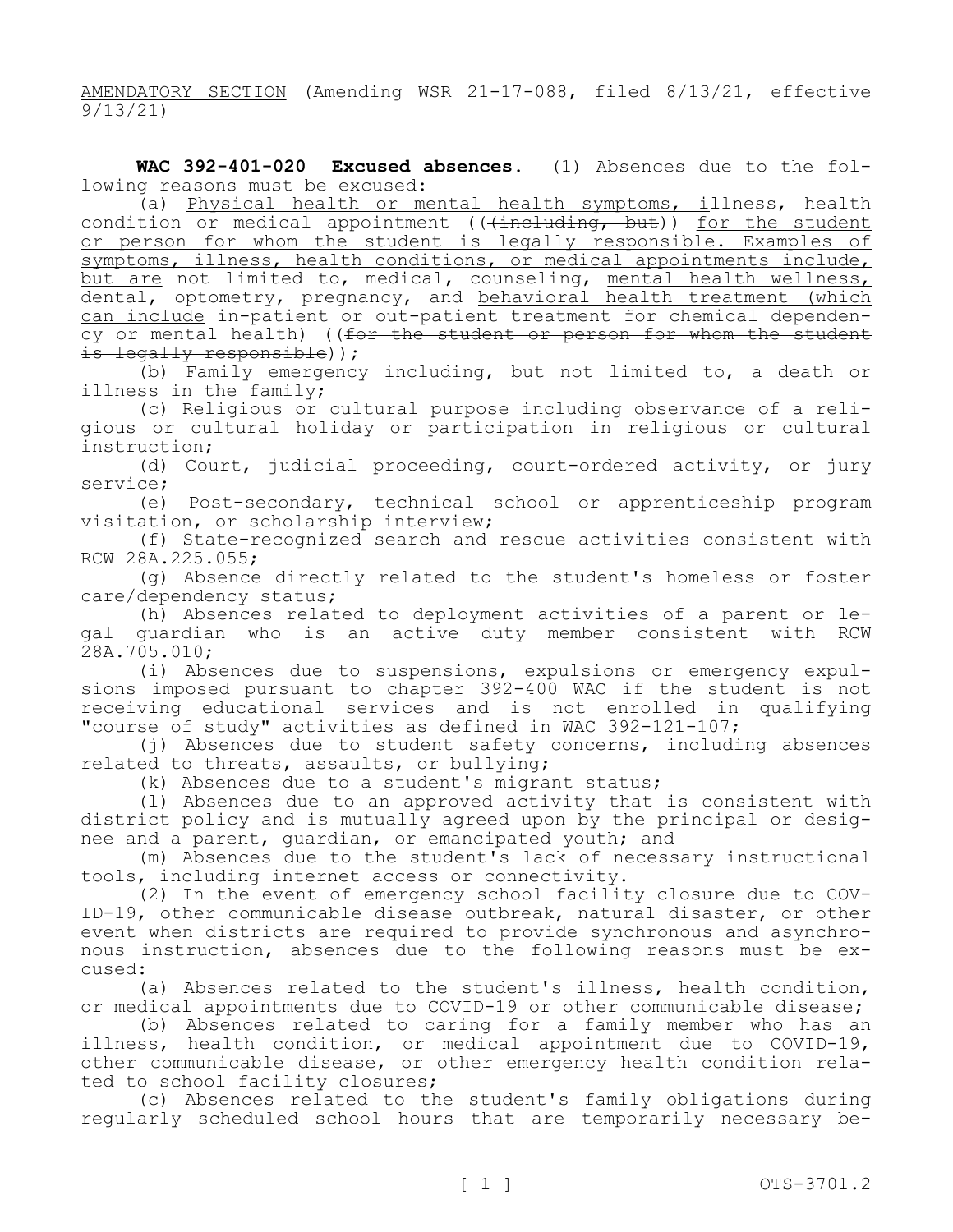<u>AMENDATORY SECTION</u> (Amending WSR 21-17-088, filed 8/13/21, effective 9/13/21)

**WAC 392-401-020 Excused absences.** (1) Absences due to the following reasons must be excused:

(a) <u>Physical health or mental health symptoms, i</u>llness, health condition or medical appointment ((~~(including, but~~)) <u>for the student or person for whom the student is legally responsible. Examples of symptoms, illness, health conditions, or medical appointments include, but are</u> not limited to, medical, counseling, <u>mental health wellness,</u> dental, optometry, pregnancy, and <u>behavioral health treatment (which can include</u> in-patient or out-patient treatment for chemical dependency or mental health) ((~~for the student or person for whom the student is legally responsible~~));

(b) Family emergency including, but not limited to, a death or illness in the family;

(c) Religious or cultural purpose including observance of a religious or cultural holiday or participation in religious or cultural instruction;

(d) Court, judicial proceeding, court-ordered activity, or jury service;

(e) Post-secondary, technical school or apprenticeship program visitation, or scholarship interview;

(f) State-recognized search and rescue activities consistent with RCW 28A.225.055;

(g) Absence directly related to the student's homeless or foster care/dependency status;

(h) Absences related to deployment activities of a parent or legal guardian who is an active duty member consistent with RCW 28A.705.010;

(i) Absences due to suspensions, expulsions or emergency expulsions imposed pursuant to chapter 392-400 WAC if the student is not receiving educational services and is not enrolled in qualifying "course of study" activities as defined in WAC 392-121-107;

(j) Absences due to student safety concerns, including absences related to threats, assaults, or bullying;

(k) Absences due to a student's migrant status;

(l) Absences due to an approved activity that is consistent with district policy and is mutually agreed upon by the principal or designee and a parent, guardian, or emancipated youth; and

(m) Absences due to the student's lack of necessary instructional tools, including internet access or connectivity.

(2) In the event of emergency school facility closure due to COVID-19, other communicable disease outbreak, natural disaster, or other event when districts are required to provide synchronous and asynchronous instruction, absences due to the following reasons must be excused:

(a) Absences related to the student's illness, health condition, or medical appointments due to COVID-19 or other communicable disease;

(b) Absences related to caring for a family member who has an illness, health condition, or medical appointment due to COVID-19, other communicable disease, or other emergency health condition related to school facility closures;

(c) Absences related to the student's family obligations during regularly scheduled school hours that are temporarily necessary be-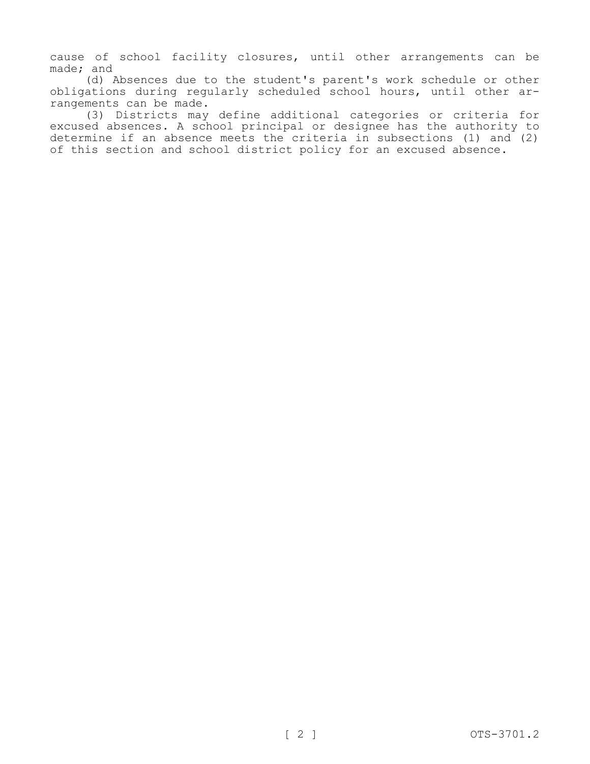cause of school facility closures, until other arrangements can be made; and

(d) Absences due to the student's parent's work schedule or other obligations during regularly scheduled school hours, until other arrangements can be made.

(3) Districts may define additional categories or criteria for excused absences. A school principal or designee has the authority to determine if an absence meets the criteria in subsections (1) and (2) of this section and school district policy for an excused absence.